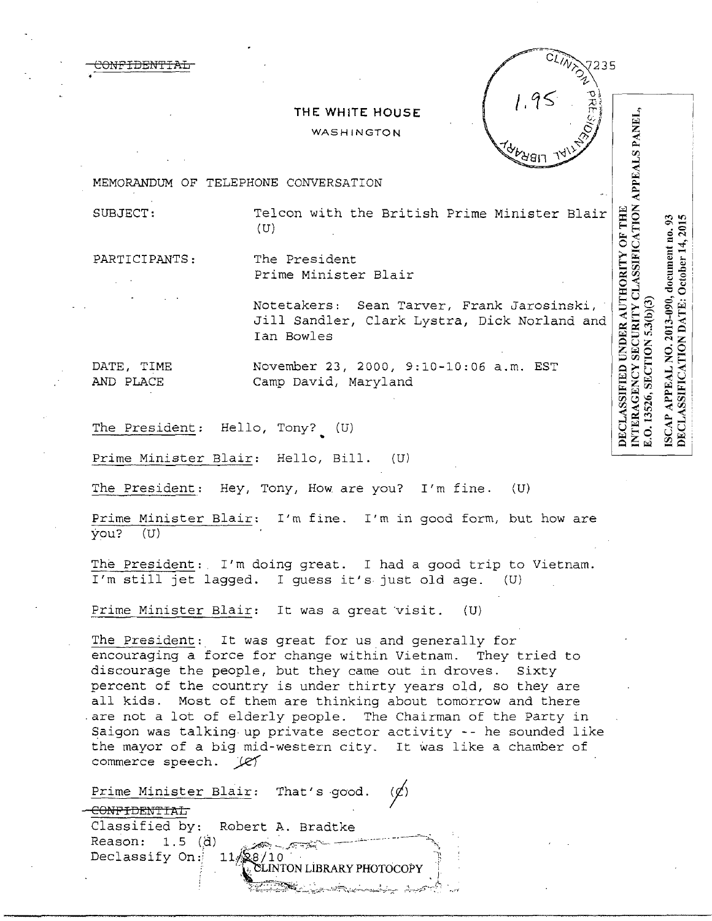~~CONFIDENTIAL~~

CLINTON PRESIDENTIAL LIBRARY 7235

1.95

DECLASSIFIED UNDER AUTHORITY OF THE INTERAGENCY SECURITY CLASSIFICATION APPEALS PANEL, E.O. 13526, SECTION 5.3(b)(3)

ISCAP APPEAL NO. 2013-090, document no. 93
DECLASSIFICATION DATE: October 14, 2015

# THE WHITE HOUSE

WASHINGTON

MEMORANDUM OF TELEPHONE CONVERSATION

SUBJECT: Telcon with the British Prime Minister Blair (U)

PARTICIPANTS: The President
Prime Minister Blair

Notetakers: Sean Tarver, Frank Jarosinski, Jill Sandler, Clark Lystra, Dick Norland and Ian Bowles

DATE, TIME AND PLACE: November 23, 2000, 9:10-10:06 a.m. EST
Camp David, Maryland

The President: Hello, Tony? (U)

Prime Minister Blair: Hello, Bill. (U)

The President: Hey, Tony, How are you? I'm fine. (U)

Prime Minister Blair: I'm fine. I'm in good form, but how are you? (U)

The President: I'm doing great. I had a good trip to Vietnam. I'm still jet lagged. I guess it's just old age. (U)

Prime Minister Blair: It was a great visit. (U)

The President: It was great for us and generally for encouraging a force for change within Vietnam. They tried to discourage the people, but they came out in droves. Sixty percent of the country is under thirty years old, so they are all kids. Most of them are thinking about tomorrow and there are not a lot of elderly people. The Chairman of the Party in Saigon was talking up private sector activity -- he sounded like the mayor of a big mid-western city. It was like a chamber of commerce speech. ~~(C)~~

Prime Minister Blair: That's good. ~~(C)~~

~~CONFIDENTIAL~~
Classified by: Robert A. Bradtke
Reason: 1.5 (d)
Declassify On: 11/28/10

CLINTON LIBRARY PHOTOCOPY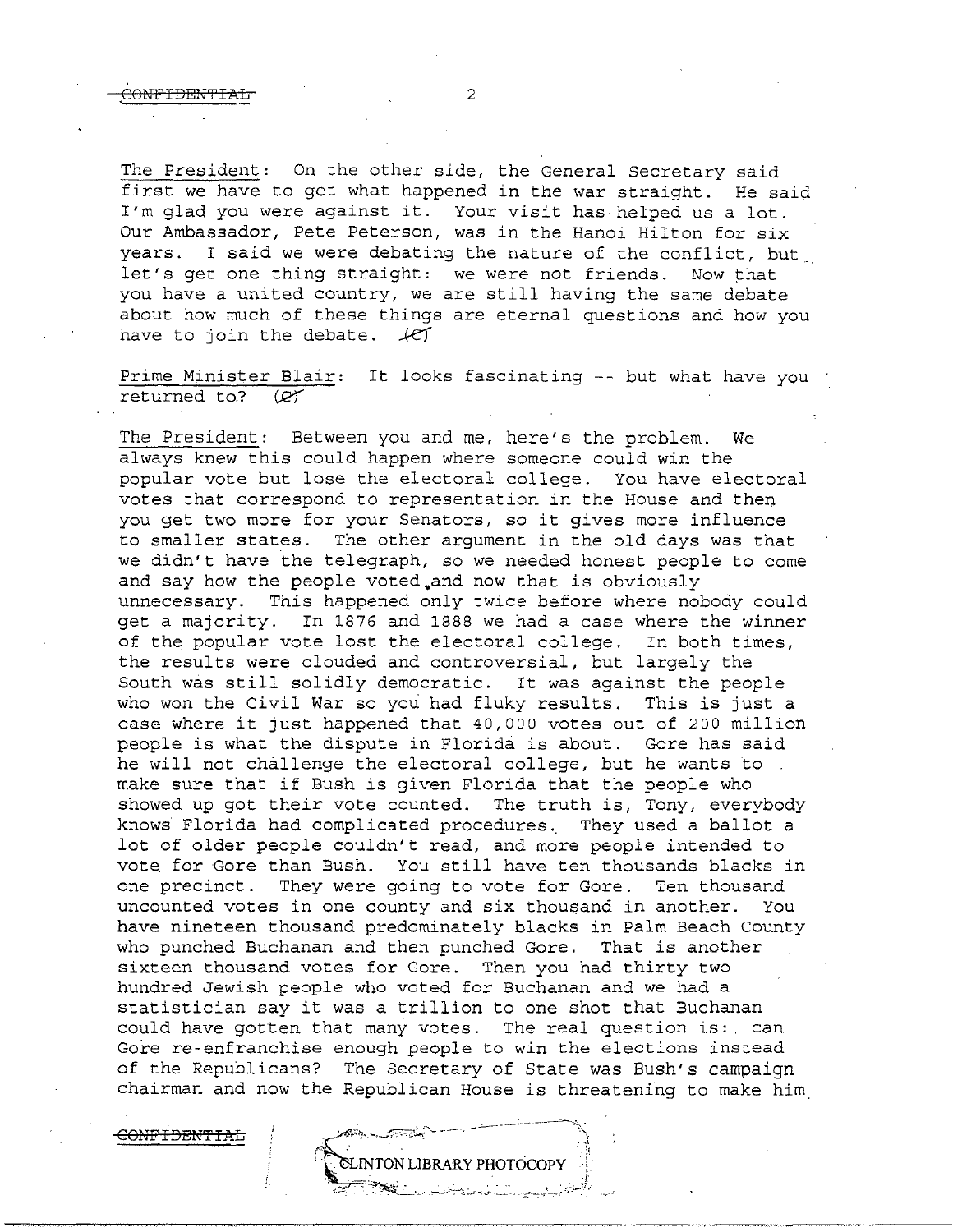The President: On the other side, the General Secretary said first we have to get what happened in the war straight. He said I'm glad you were against it. Your visit has helped us a lot. Our Ambassador, Pete Peterson, was in the Hanoi Hilton for six years. I said we were debating the nature of the conflict, but let's get one thing straight: we were not friends. Now that you have a united country, we are still having the same debate about how much of these things are eternal questions and how you have to join the debate. (C)

Prime Minister Blair: It looks fascinating -- but what have you returned to? (C)

The President: Between you and me, here's the problem. We always knew this could happen where someone could win the popular vote but lose the electoral college. You have electoral votes that correspond to representation in the House and then you get two more for your Senators, so it gives more influence to smaller states. The other argument in the old days was that we didn't have the telegraph, so we needed honest people to come and say how the people voted and now that is obviously unnecessary. This happened only twice before where nobody could get a majority. In 1876 and 1888 we had a case where the winner of the popular vote lost the electoral college. In both times, the results were clouded and controversial, but largely the South was still solidly democratic. It was against the people who won the Civil War so you had fluky results. This is just a case where it just happened that 40,000 votes out of 200 million people is what the dispute in Florida is about. Gore has said he will not challenge the electoral college, but he wants to make sure that if Bush is given Florida that the people who showed up got their vote counted. The truth is, Tony, everybody knows Florida had complicated procedures. They used a ballot a lot of older people couldn't read, and more people intended to vote for Gore than Bush. You still have ten thousands blacks in one precinct. They were going to vote for Gore. Ten thousand uncounted votes in one county and six thousand in another. You have nineteen thousand predominately blacks in Palm Beach County who punched Buchanan and then punched Gore. That is another sixteen thousand votes for Gore. Then you had thirty two hundred Jewish people who voted for Buchanan and we had a statistician say it was a trillion to one shot that Buchanan could have gotten that many votes. The real question is: can Gore re-enfranchise enough people to win the elections instead of the Republicans? The Secretary of State was Bush's campaign chairman and now the Republican House is threatening to make him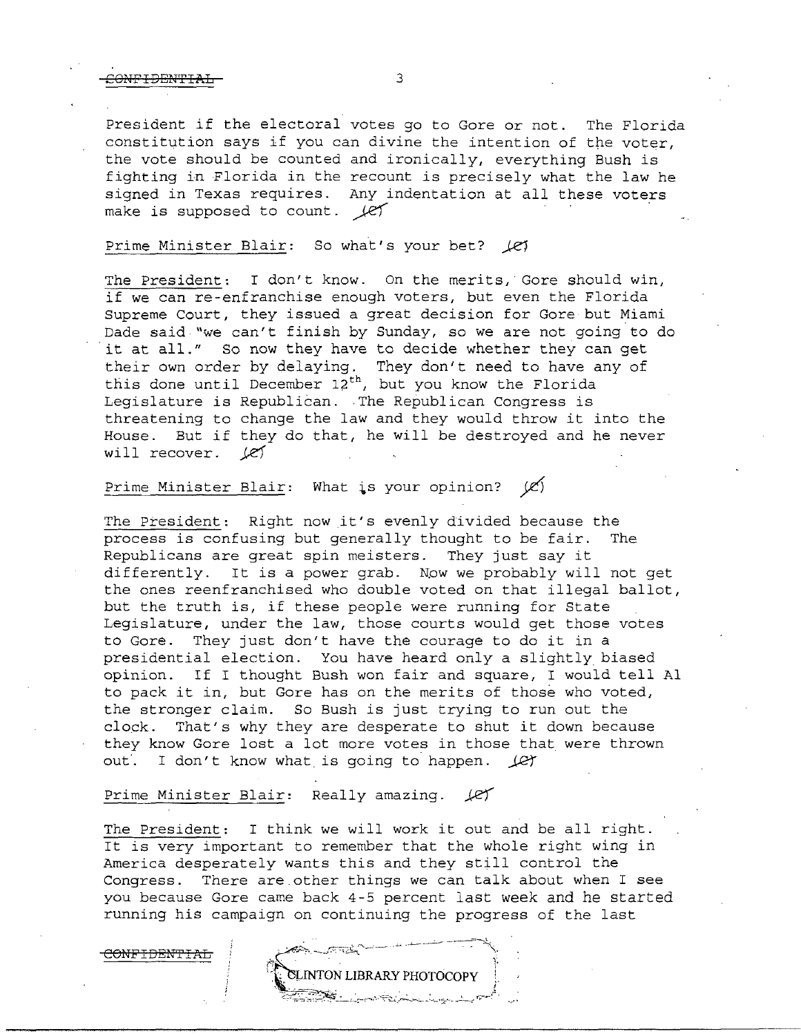President if the electoral votes go to Gore or not. The Florida constitution says if you can divine the intention of the voter, the vote should be counted and ironically, everything Bush is fighting in Florida in the recount is precisely what the law he signed in Texas requires. Any indentation at all these voters make is supposed to count. (C)

Prime Minister Blair: So what's your bet? (C)

The President: I don't know. On the merits, Gore should win, if we can re-enfranchise enough voters, but even the Florida Supreme Court, they issued a great decision for Gore but Miami Dade said "we can't finish by Sunday, so we are not going to do it at all." So now they have to decide whether they can get their own order by delaying. They don't need to have any of this done until December 12th, but you know the Florida Legislature is Republican. The Republican Congress is threatening to change the law and they would throw it into the House. But if they do that, he will be destroyed and he never will recover. (C)

Prime Minister Blair: What is your opinion? (C)

The President: Right now it's evenly divided because the process is confusing but generally thought to be fair. The Republicans are great spin meisters. They just say it differently. It is a power grab. Now we probably will not get the ones reenfranchised who double voted on that illegal ballot, but the truth is, if these people were running for State Legislature, under the law, those courts would get those votes to Gore. They just don't have the courage to do it in a presidential election. You have heard only a slightly biased opinion. If I thought Bush won fair and square, I would tell Al to pack it in, but Gore has on the merits of those who voted, the stronger claim. So Bush is just trying to run out the clock. That's why they are desperate to shut it down because they know Gore lost a lot more votes in those that were thrown out. I don't know what is going to happen. (C)

Prime Minister Blair: Really amazing. (C)

The President: I think we will work it out and be all right. It is very important to remember that the whole right wing in America desperately wants this and they still control the Congress. There are other things we can talk about when I see you because Gore came back 4-5 percent last week and he started running his campaign on continuing the progress of the last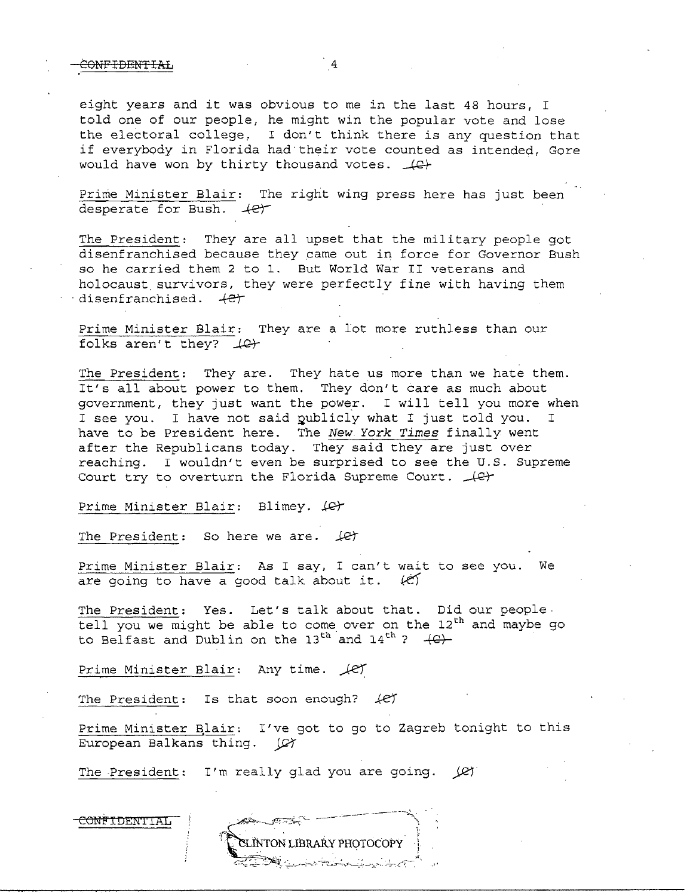eight years and it was obvious to me in the last 48 hours, I told one of our people, he might win the popular vote and lose the electoral college. I don't think there is any question that if everybody in Florida had their vote counted as intended, Gore would have won by thirty thousand votes. (C)

Prime Minister Blair: The right wing press here has just been desperate for Bush. (C)

The President: They are all upset that the military people got disenfranchised because they came out in force for Governor Bush so he carried them 2 to 1. But World War II veterans and holocaust survivors, they were perfectly fine with having them disenfranchised. (C)

Prime Minister Blair: They are a lot more ruthless than our folks aren't they? (C)

The President: They are. They hate us more than we hate them. It's all about power to them. They don't care as much about government, they just want the power. I will tell you more when I see you. I have not said publicly what I just told you. I have to be President here. The *New York Times* finally went after the Republicans today. They said they are just over reaching. I wouldn't even be surprised to see the U.S. Supreme Court try to overturn the Florida Supreme Court. (C)

Prime Minister Blair: Blimey. (C)

The President: So here we are. (C)

Prime Minister Blair: As I say, I can't wait to see you. We are going to have a good talk about it. (C)

The President: Yes. Let's talk about that. Did our people tell you we might be able to come over on the 12th and maybe go to Belfast and Dublin on the 13th and 14th? (C)

Prime Minister Blair: Any time. (C)

The President: Is that soon enough? (C)

Prime Minister Blair: I've got to go to Zagreb tonight to this European Balkans thing. (C)

The President: I'm really glad you are going. (C)

CONFIDENTIAL

CLINTON LIBRARY PHOTOCOPY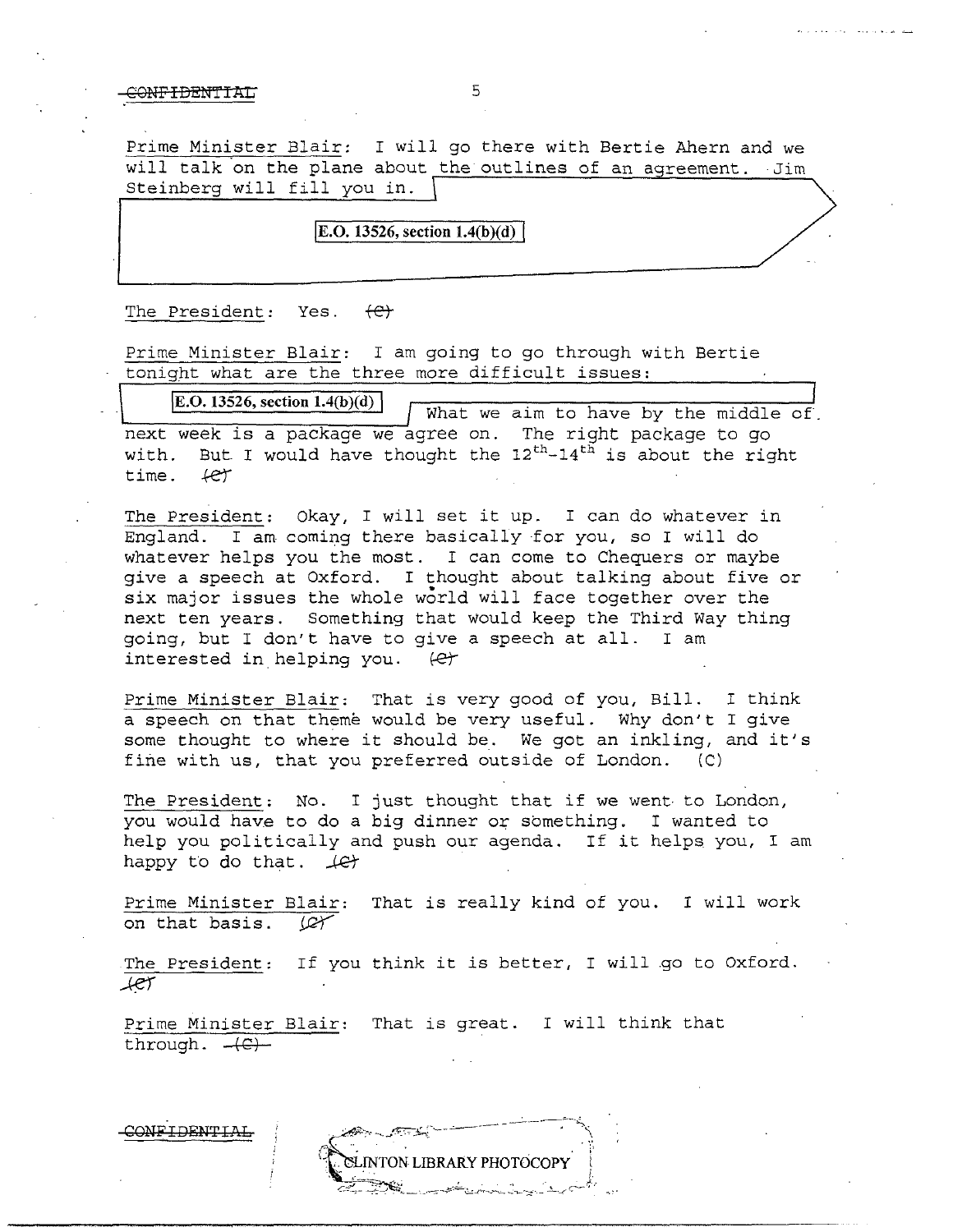CONFIDENTIAL

Prime Minister Blair: I will go there with Bertie Ahern and we will talk on the plane about the outlines of an agreement. Jim Steinberg will fill you in.

E.O. 13526, section 1.4(b)(d)

The President: Yes. (C)

Prime Minister Blair: I am going to go through with Bertie tonight what are the three more difficult issues:

E.O. 13526, section 1.4(b)(d) What we aim to have by the middle of next week is a package we agree on. The right package to go with. But I would have thought the 12th-14th is about the right time. (C)

The President: Okay, I will set it up. I can do whatever in England. I am coming there basically for you, so I will do whatever helps you the most. I can come to Chequers or maybe give a speech at Oxford. I thought about talking about five or six major issues the whole world will face together over the next ten years. Something that would keep the Third Way thing going, but I don't have to give a speech at all. I am interested in helping you. (C)

Prime Minister Blair: That is very good of you, Bill. I think a speech on that theme would be very useful. Why don't I give some thought to where it should be. We got an inkling, and it's fine with us, that you preferred outside of London. (C)

The President: No. I just thought that if we went to London, you would have to do a big dinner or something. I wanted to help you politically and push our agenda. If it helps you, I am happy to do that. (C)

Prime Minister Blair: That is really kind of you. I will work on that basis. (C)

The President: If you think it is better, I will go to Oxford. (C)

Prime Minister Blair: That is great. I will think that through. (C)

CONFIDENTIAL

CLINTON LIBRARY PHOTOCOPY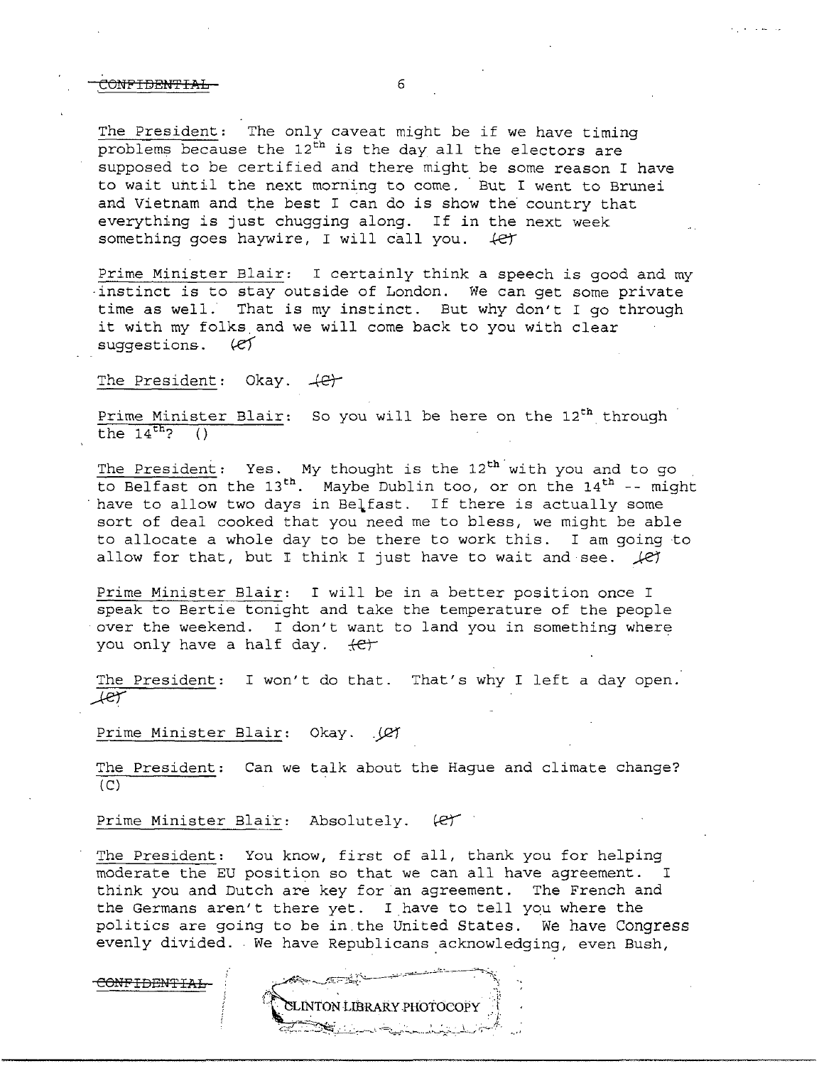The President: The only caveat might be if we have timing problems because the 12th is the day all the electors are supposed to be certified and there might be some reason I have to wait until the next morning to come. But I went to Brunei and Vietnam and the best I can do is show the country that everything is just chugging along. If in the next week something goes haywire, I will call you. (C)

Prime Minister Blair: I certainly think a speech is good and my instinct is to stay outside of London. We can get some private time as well. That is my instinct. But why don't I go through it with my folks and we will come back to you with clear suggestions. (C)

The President: Okay. (C)

Prime Minister Blair: So you will be here on the 12th through the 14th? ()

The President: Yes. My thought is the 12th with you and to go to Belfast on the 13th. Maybe Dublin too, or on the 14th -- might have to allow two days in Belfast. If there is actually some sort of deal cooked that you need me to bless, we might be able to allocate a whole day to be there to work this. I am going to allow for that, but I think I just have to wait and see. (C)

Prime Minister Blair: I will be in a better position once I speak to Bertie tonight and take the temperature of the people over the weekend. I don't want to land you in something where you only have a half day. (C)

The President: I won't do that. That's why I left a day open. (C)

Prime Minister Blair: Okay. (C)

The President: Can we talk about the Hague and climate change? (C)

Prime Minister Blair: Absolutely. (C)

The President: You know, first of all, thank you for helping moderate the EU position so that we can all have agreement. I think you and Dutch are key for an agreement. The French and the Germans aren't there yet. I have to tell you where the politics are going to be in the United States. We have Congress evenly divided. We have Republicans acknowledging, even Bush,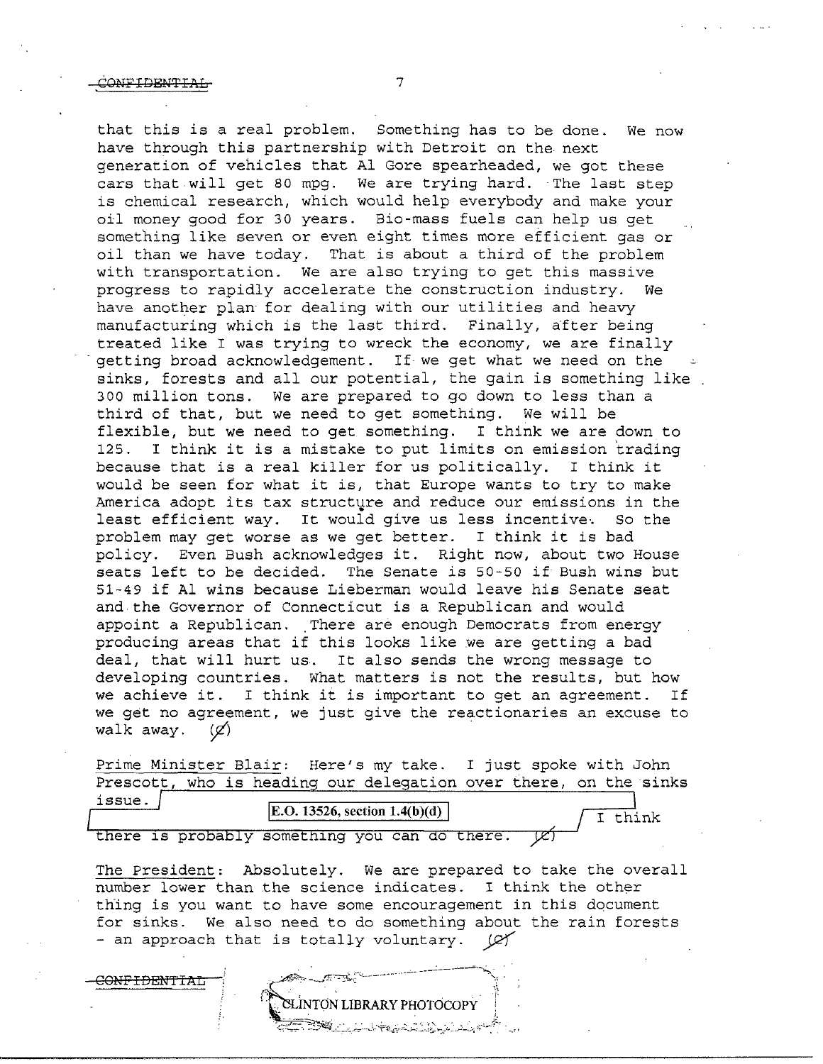that this is a real problem. Something has to be done. We now have through this partnership with Detroit on the next generation of vehicles that Al Gore spearheaded, we got these cars that will get 80 mpg. We are trying hard. The last step is chemical research, which would help everybody and make your oil money good for 30 years. Bio-mass fuels can help us get something like seven or even eight times more efficient gas or oil than we have today. That is about a third of the problem with transportation. We are also trying to get this massive progress to rapidly accelerate the construction industry. We have another plan for dealing with our utilities and heavy manufacturing which is the last third. Finally, after being treated like I was trying to wreck the economy, we are finally getting broad acknowledgement. If we get what we need on the sinks, forests and all our potential, the gain is something like 300 million tons. We are prepared to go down to less than a third of that, but we need to get something. We will be flexible, but we need to get something. I think we are down to 125. I think it is a mistake to put limits on emission trading because that is a real killer for us politically. I think it would be seen for what it is, that Europe wants to try to make America adopt its tax structure and reduce our emissions in the least efficient way. It would give us less incentive. So the problem may get worse as we get better. I think it is bad policy. Even Bush acknowledges it. Right now, about two House seats left to be decided. The Senate is 50-50 if Bush wins but 51-49 if Al wins because Lieberman would leave his Senate seat and the Governor of Connecticut is a Republican and would appoint a Republican. There are enough Democrats from energy producing areas that if this looks like we are getting a bad deal, that will hurt us. It also sends the wrong message to developing countries. What matters is not the results, but how we achieve it. I think it is important to get an agreement. If we get no agreement, we just give the reactionaries an excuse to walk away. (C)

Prime Minister Blair: Here's my take. I just spoke with John Prescott, who is heading our delegation over there, on the sinks issue. [E.O. 13526, section 1.4(b)(d)] I think there is probably something you can do there. (C)

The President: Absolutely. We are prepared to take the overall number lower than the science indicates. I think the other thing is you want to have some encouragement in this document for sinks. We also need to do something about the rain forests - an approach that is totally voluntary. (C)

CONFIDENTIAL

CLINTON LIBRARY PHOTOCOPY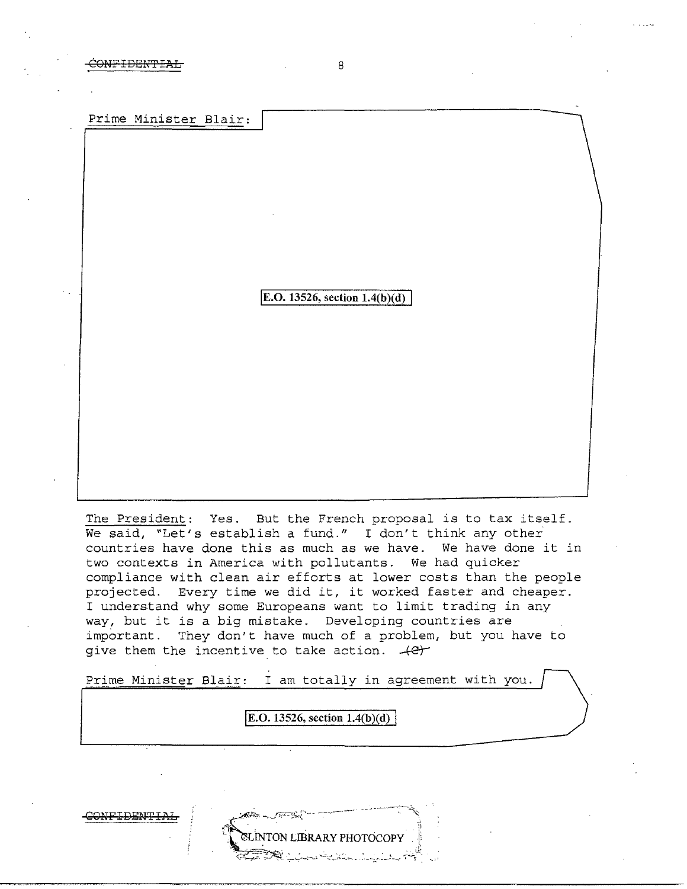Prime Minister Blair:

E.O. 13526, section 1.4(b)(d)

The President: Yes. But the French proposal is to tax itself. We said, "Let's establish a fund." I don't think any other countries have done this as much as we have. We have done it in two contexts in America with pollutants. We had quicker compliance with clean air efforts at lower costs than the people projected. Every time we did it, it worked faster and cheaper. I understand why some Europeans want to limit trading in any way, but it is a big mistake. Developing countries are important. They don't have much of a problem, but you have to give them the incentive to take action. ~~(C)~~

Prime Minister Blair: I am totally in agreement with you.

E.O. 13526, section 1.4(b)(d)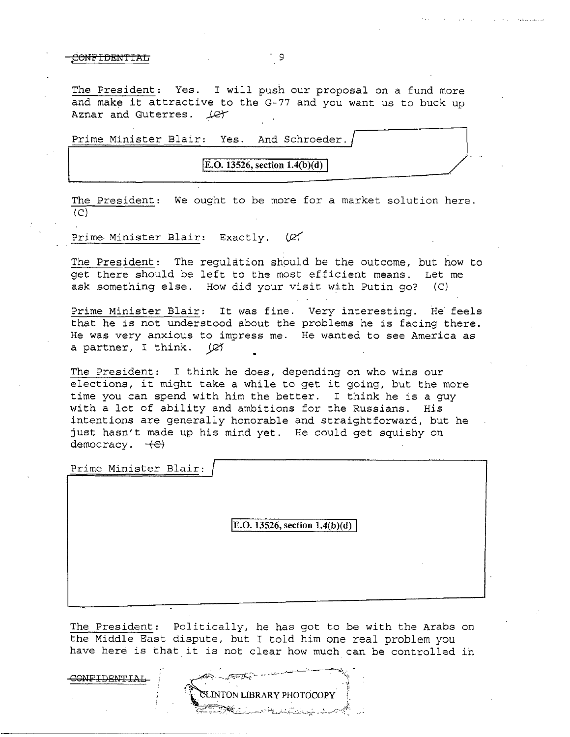The President: Yes. I will push our proposal on a fund more and make it attractive to the G-77 and you want us to buck up Aznar and Guterres. (C)

Prime Minister Blair: Yes. And Schroeder.

E.O. 13526, section 1.4(b)(d)

The President: We ought to be more for a market solution here. (C)

Prime Minister Blair: Exactly. (C)

The President: The regulation should be the outcome, but how to get there should be left to the most efficient means. Let me ask something else. How did your visit with Putin go? (C)

Prime Minister Blair: It was fine. Very interesting. He feels that he is not understood about the problems he is facing there. He was very anxious to impress me. He wanted to see America as a partner, I think. (C)

The President: I think he does, depending on who wins our elections, it might take a while to get it going, but the more time you can spend with him the better. I think he is a guy with a lot of ability and ambitions for the Russians. His intentions are generally honorable and straightforward, but he just hasn't made up his mind yet. He could get squishy on democracy. (C)

Prime Minister Blair:

E.O. 13526, section 1.4(b)(d)

The President: Politically, he has got to be with the Arabs on the Middle East dispute, but I told him one real problem you have here is that it is not clear how much can be controlled in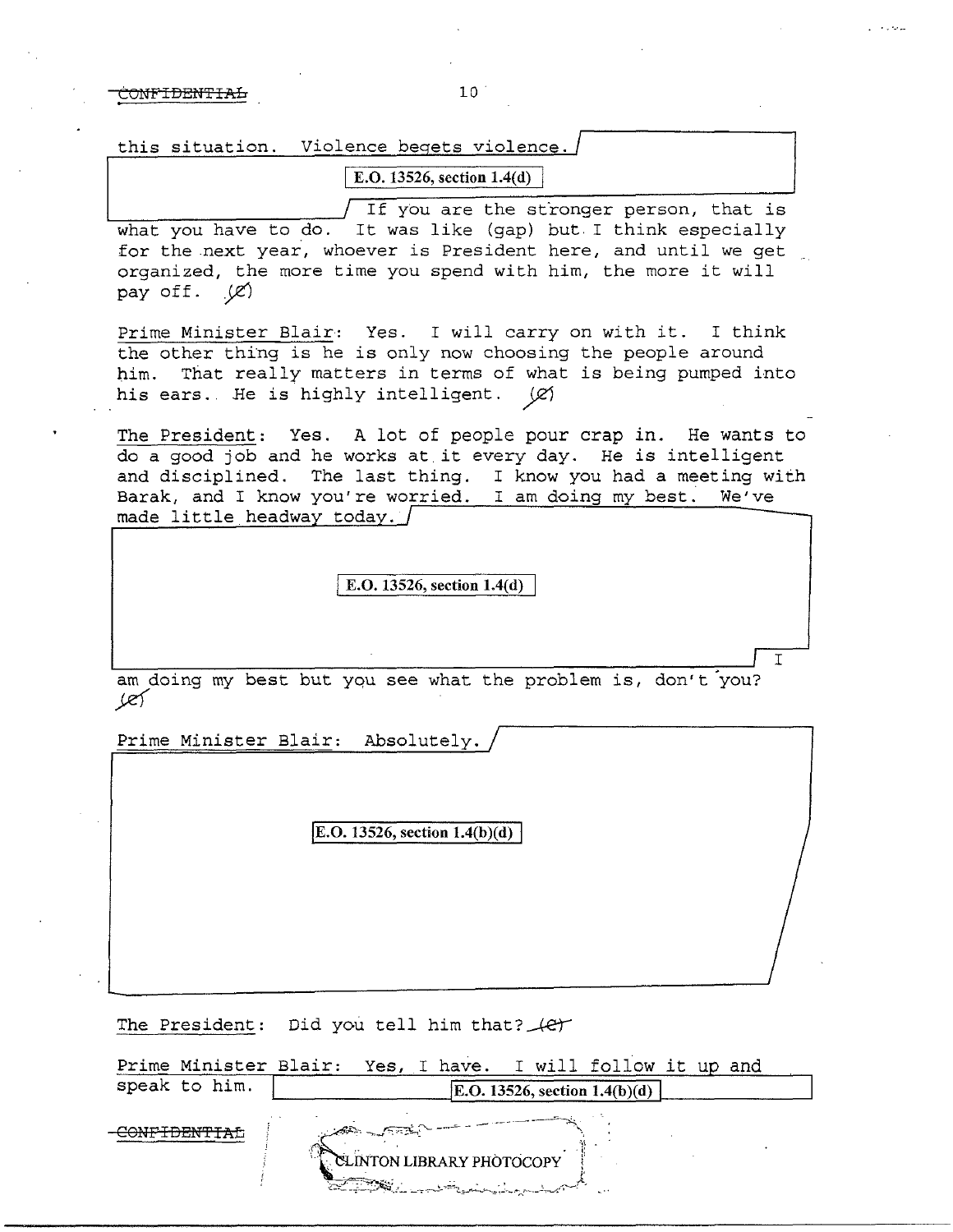this situation. Violence begets violence.

E.O. 13526, section 1.4(d)

If you are the stronger person, that is what you have to do. It was like (gap) but I think especially for the next year, whoever is President here, and until we get organized, the more time you spend with him, the more it will pay off. (C)

Prime Minister Blair: Yes. I will carry on with it. I think the other thing is he is only now choosing the people around him. That really matters in terms of what is being pumped into his ears. He is highly intelligent. (C)

The President: Yes. A lot of people pour crap in. He wants to do a good job and he works at it every day. He is intelligent and disciplined. The last thing. I know you had a meeting with Barak, and I know you're worried. I am doing my best. We've made little headway today.

E.O. 13526, section 1.4(d)

I am doing my best but you see what the problem is, don't you? (C)

Prime Minister Blair: Absolutely.

E.O. 13526, section 1.4(b)(d)

The President: Did you tell him that? (C)

Prime Minister Blair: Yes, I have. I will follow it up and speak to him.

E.O. 13526, section 1.4(b)(d)

CONFIDENTIAL

CLINTON LIBRARY PHOTOCOPY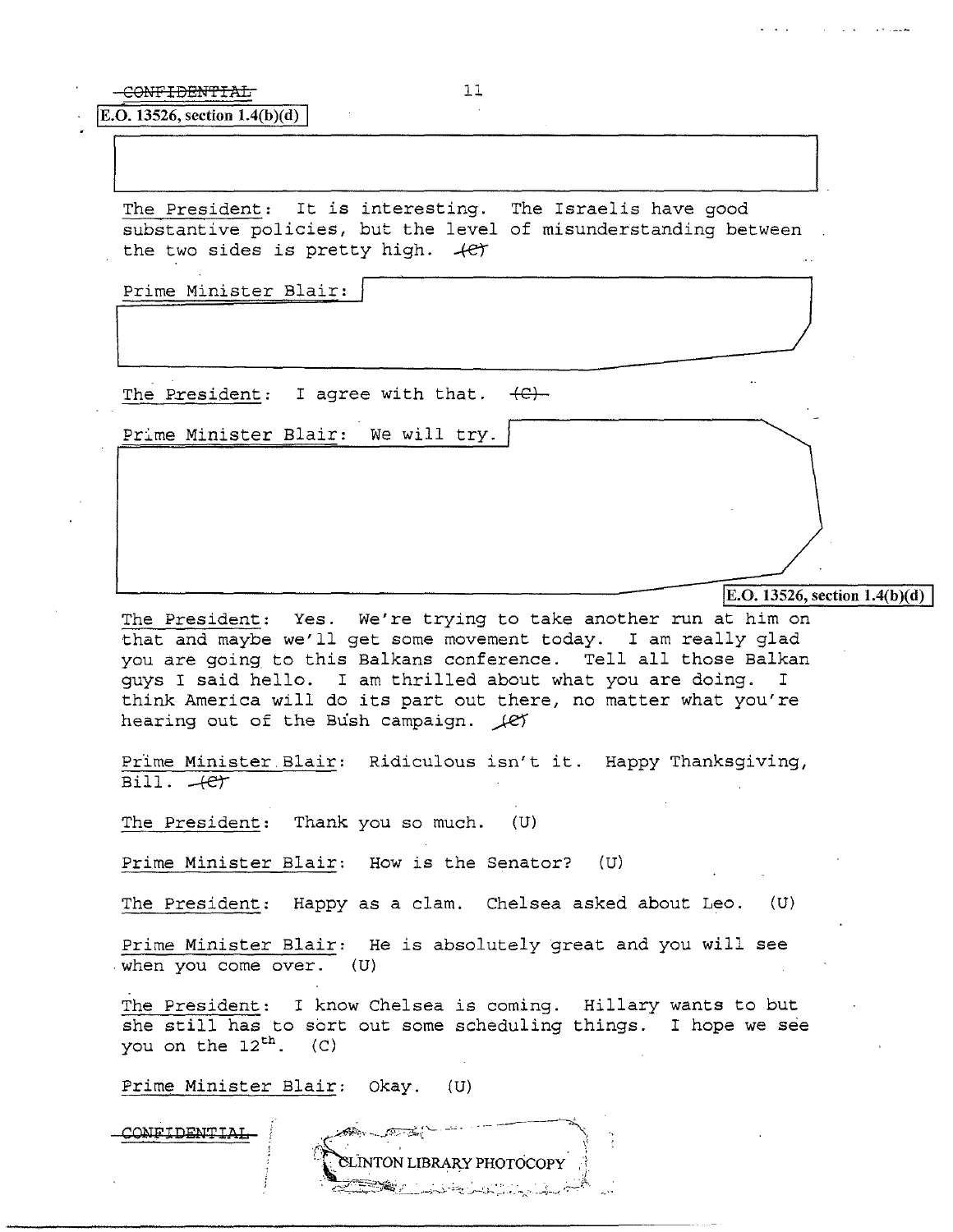~~CONFIDENTIAL~~

E.O. 13526, section 1.4(b)(d)

The President: It is interesting. The Israelis have good substantive policies, but the level of misunderstanding between the two sides is pretty high. ~~(C)~~

Prime Minister Blair:

The President: I agree with that. ~~(C)~~

Prime Minister Blair: We will try.

E.O. 13526, section 1.4(b)(d)

The President: Yes. We're trying to take another run at him on that and maybe we'll get some movement today. I am really glad you are going to this Balkans conference. Tell all those Balkan guys I said hello. I am thrilled about what you are doing. I think America will do its part out there, no matter what you're hearing out of the Bush campaign. ~~(C)~~

Prime Minister Blair: Ridiculous isn't it. Happy Thanksgiving, Bill. ~~(C)~~

The President: Thank you so much. (U)

Prime Minister Blair: How is the Senator? (U)

The President: Happy as a clam. Chelsea asked about Leo. (U)

Prime Minister Blair: He is absolutely great and you will see when you come over. (U)

The President: I know Chelsea is coming. Hillary wants to but she still has to sort out some scheduling things. I hope we see you on the 12th. (C)

Prime Minister Blair: Okay. (U)

~~CONFIDENTIAL~~

CLINTON LIBRARY PHOTOCOPY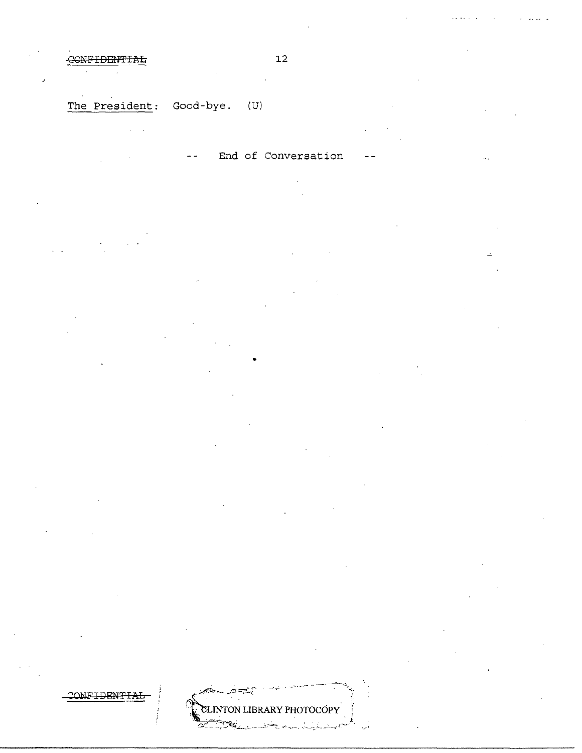The President: Good-bye. (U)

-- End of Conversation --